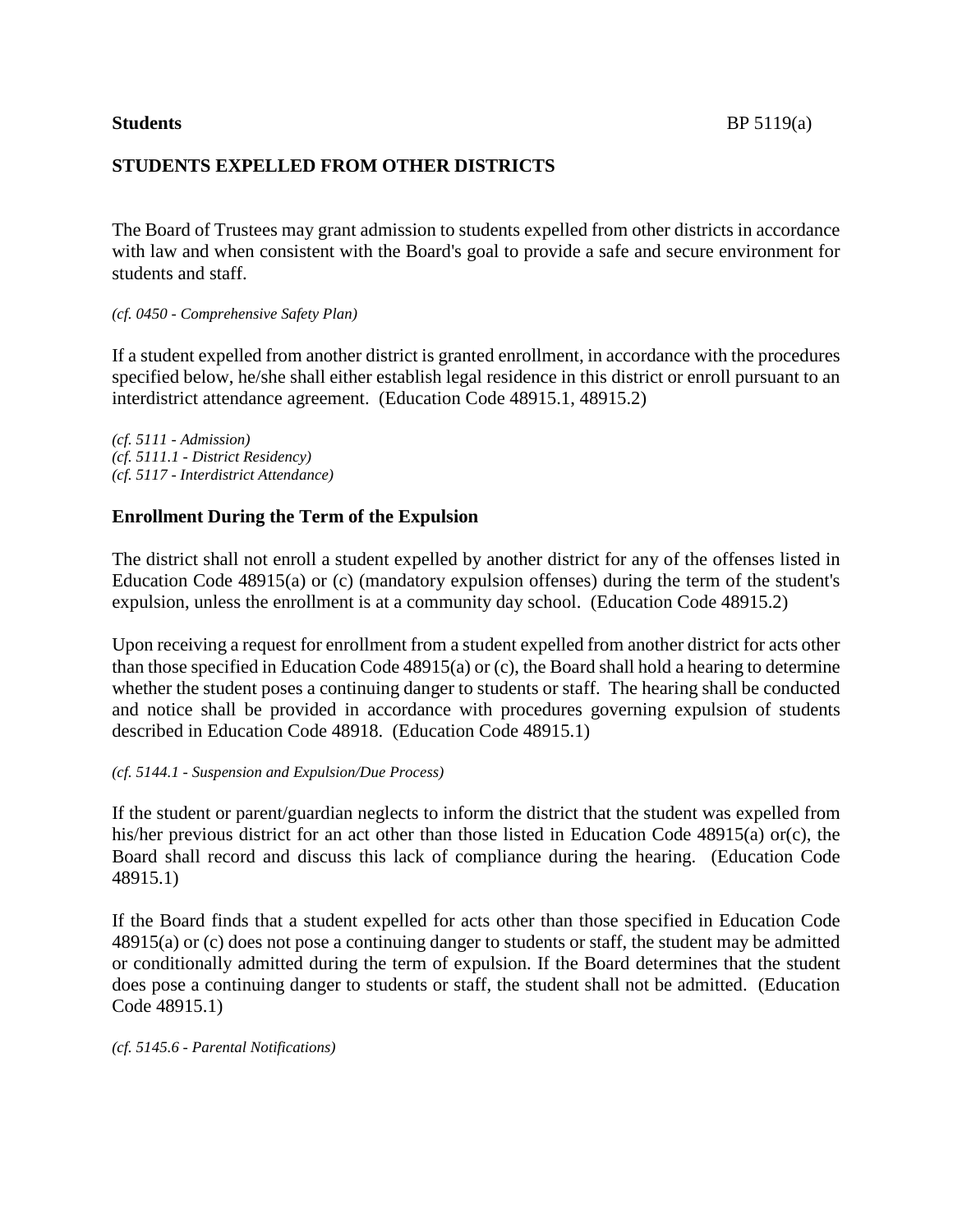**Students** BP 5119(a)

## STUDENTS EXPELLED FROM OTHER DISTRICTS

The Board of Trustees may grant admission to students expelled from other districts in accordance with law and when consistent with the Board's goal to provide a safe and secure environment for students and staff.

*(cf. 0450 - Comprehensive Safety Plan)*

If a student expelled from another district is granted enrollment, in accordance with the procedures specified below, he/she shall either establish legal residence in this district or enroll pursuant to an interdistrict attendance agreement. (Education Code 48915.1, 48915.2)

*(cf. 5111 - Admission)*
*(cf. 5111.1 - District Residency)*
*(cf. 5117 - Interdistrict Attendance)*

### Enrollment During the Term of the Expulsion

The district shall not enroll a student expelled by another district for any of the offenses listed in Education Code 48915(a) or (c) (mandatory expulsion offenses) during the term of the student's expulsion, unless the enrollment is at a community day school. (Education Code 48915.2)

Upon receiving a request for enrollment from a student expelled from another district for acts other than those specified in Education Code 48915(a) or (c), the Board shall hold a hearing to determine whether the student poses a continuing danger to students or staff. The hearing shall be conducted and notice shall be provided in accordance with procedures governing expulsion of students described in Education Code 48918. (Education Code 48915.1)

*(cf. 5144.1 - Suspension and Expulsion/Due Process)*

If the student or parent/guardian neglects to inform the district that the student was expelled from his/her previous district for an act other than those listed in Education Code 48915(a) or(c), the Board shall record and discuss this lack of compliance during the hearing. (Education Code 48915.1)

If the Board finds that a student expelled for acts other than those specified in Education Code 48915(a) or (c) does not pose a continuing danger to students or staff, the student may be admitted or conditionally admitted during the term of expulsion. If the Board determines that the student does pose a continuing danger to students or staff, the student shall not be admitted. (Education Code 48915.1)

*(cf. 5145.6 - Parental Notifications)*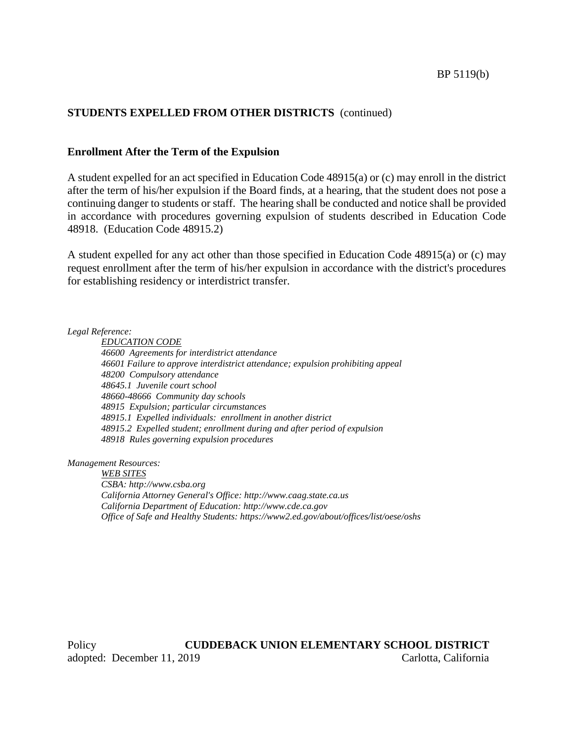## STUDENTS EXPELLED FROM OTHER DISTRICTS (continued)

### Enrollment After the Term of the Expulsion

A student expelled for an act specified in Education Code 48915(a) or (c) may enroll in the district after the term of his/her expulsion if the Board finds, at a hearing, that the student does not pose a continuing danger to students or staff. The hearing shall be conducted and notice shall be provided in accordance with procedures governing expulsion of students described in Education Code 48918. (Education Code 48915.2)

A student expelled for any act other than those specified in Education Code 48915(a) or (c) may request enrollment after the term of his/her expulsion in accordance with the district's procedures for establishing residency or interdistrict transfer.

*Legal Reference:*

*EDUCATION CODE*

*46600 Agreements for interdistrict attendance*
*46601 Failure to approve interdistrict attendance; expulsion prohibiting appeal*
*48200 Compulsory attendance*
*48645.1 Juvenile court school*
*48660-48666 Community day schools*
*48915 Expulsion; particular circumstances*
*48915.1 Expelled individuals: enrollment in another district*
*48915.2 Expelled student; enrollment during and after period of expulsion*
*48918 Rules governing expulsion procedures*

*Management Resources:*

*WEB SITES*

*CSBA: http://www.csba.org*
*California Attorney General's Office: http://www.caag.state.ca.us*
*California Department of Education: http://www.cde.ca.gov*
*Office of Safe and Healthy Students: https://www2.ed.gov/about/offices/list/oese/oshs*

Policy **CUDDEBACK UNION ELEMENTARY SCHOOL DISTRICT**
adopted: December 11, 2019 Carlotta, California